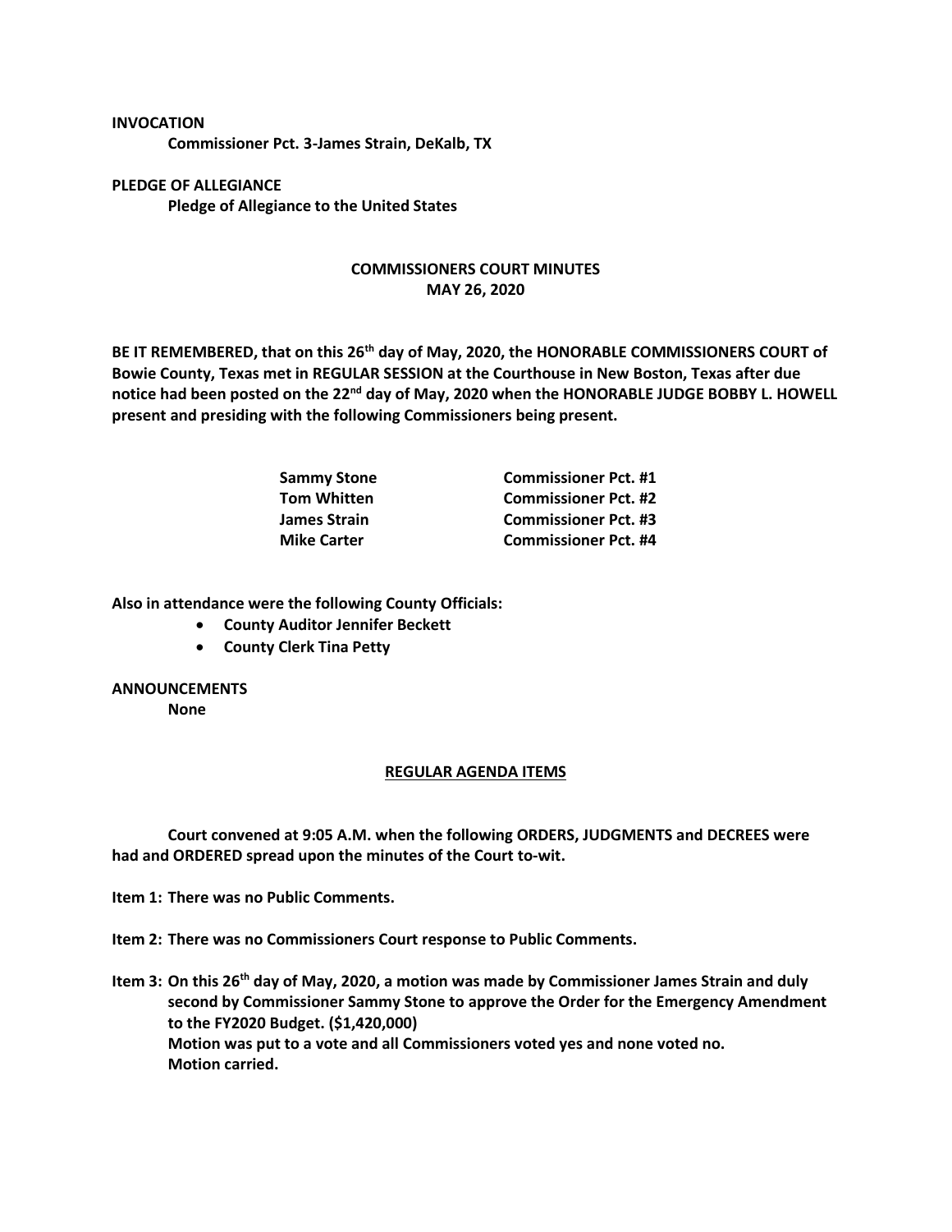**INVOCATION**

**Commissioner Pct. 3-James Strain, DeKalb, TX**

**PLEDGE OF ALLEGIANCE**

**Pledge of Allegiance to the United States**

# COMMISSIONERS COURT MINUTES
## MAY 26, 2020

**BE IT REMEMBERED, that on this 26th day of May, 2020, the HONORABLE COMMISSIONERS COURT of Bowie County, Texas met in REGULAR SESSION at the Courthouse in New Boston, Texas after due notice had been posted on the 22nd day of May, 2020 when the HONORABLE JUDGE BOBBY L. HOWELL present and presiding with the following Commissioners being present.**

| | |
|---|---|
| **Sammy Stone** | **Commissioner Pct. #1** |
| **Tom Whitten** | **Commissioner Pct. #2** |
| **James Strain** | **Commissioner Pct. #3** |
| **Mike Carter** | **Commissioner Pct. #4** |

**Also in attendance were the following County Officials:**

- **County Auditor Jennifer Beckett**
- **County Clerk Tina Petty**

**ANNOUNCEMENTS**

**None**

## REGULAR AGENDA ITEMS

**Court convened at 9:05 A.M. when the following ORDERS, JUDGMENTS and DECREES were had and ORDERED spread upon the minutes of the Court to-wit.**

**Item 1: There was no Public Comments.**

**Item 2: There was no Commissioners Court response to Public Comments.**

**Item 3: On this 26th day of May, 2020, a motion was made by Commissioner James Strain and duly second by Commissioner Sammy Stone to approve the Order for the Emergency Amendment to the FY2020 Budget. ($1,420,000)**
**Motion was put to a vote and all Commissioners voted yes and none voted no.**
**Motion carried.**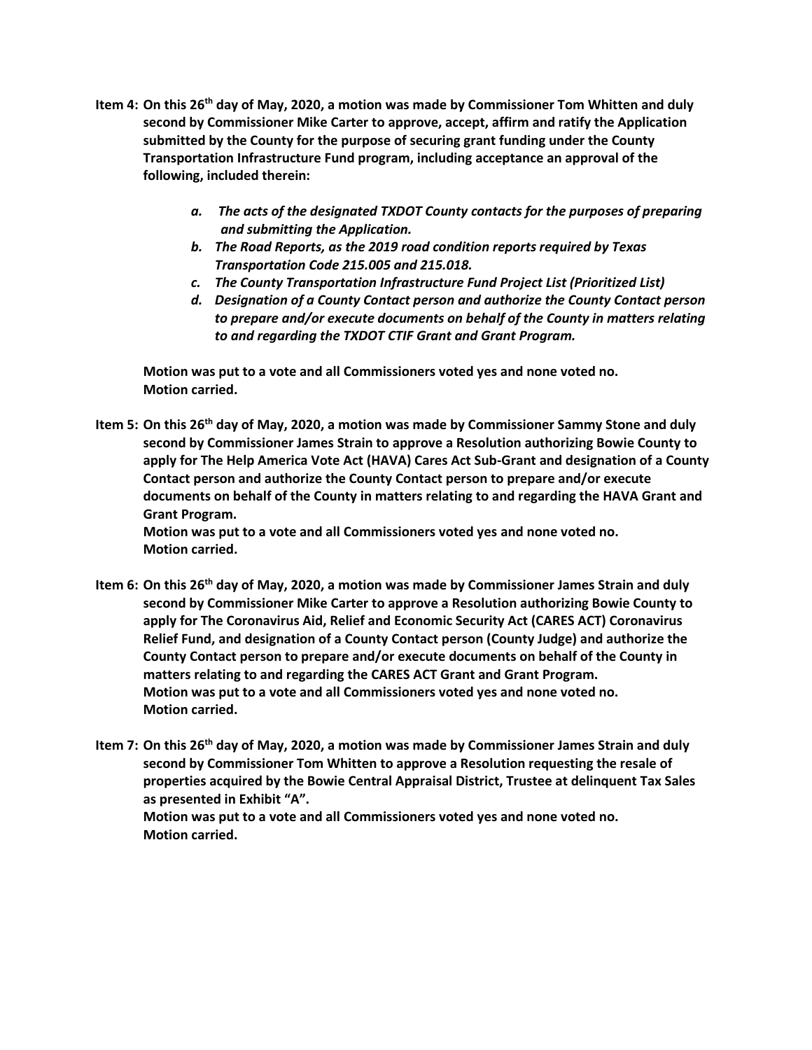**Item 4: On this 26th day of May, 2020, a motion was made by Commissioner Tom Whitten and duly second by Commissioner Mike Carter to approve, accept, affirm and ratify the Application submitted by the County for the purpose of securing grant funding under the County Transportation Infrastructure Fund program, including acceptance an approval of the following, included therein:**

> ***a. The acts of the designated TXDOT County contacts for the purposes of preparing and submitting the Application.***
> ***b. The Road Reports, as the 2019 road condition reports required by Texas Transportation Code 215.005 and 215.018.***
> ***c. The County Transportation Infrastructure Fund Project List (Prioritized List)***
> ***d. Designation of a County Contact person and authorize the County Contact person to prepare and/or execute documents on behalf of the County in matters relating to and regarding the TXDOT CTIF Grant and Grant Program.***

**Motion was put to a vote and all Commissioners voted yes and none voted no.**
**Motion carried.**

**Item 5: On this 26th day of May, 2020, a motion was made by Commissioner Sammy Stone and duly second by Commissioner James Strain to approve a Resolution authorizing Bowie County to apply for The Help America Vote Act (HAVA) Cares Act Sub-Grant and designation of a County Contact person and authorize the County Contact person to prepare and/or execute documents on behalf of the County in matters relating to and regarding the HAVA Grant and Grant Program.**
**Motion was put to a vote and all Commissioners voted yes and none voted no.**
**Motion carried.**

**Item 6: On this 26th day of May, 2020, a motion was made by Commissioner James Strain and duly second by Commissioner Mike Carter to approve a Resolution authorizing Bowie County to apply for The Coronavirus Aid, Relief and Economic Security Act (CARES ACT) Coronavirus Relief Fund, and designation of a County Contact person (County Judge) and authorize the County Contact person to prepare and/or execute documents on behalf of the County in matters relating to and regarding the CARES ACT Grant and Grant Program.**
**Motion was put to a vote and all Commissioners voted yes and none voted no.**
**Motion carried.**

**Item 7: On this 26th day of May, 2020, a motion was made by Commissioner James Strain and duly second by Commissioner Tom Whitten to approve a Resolution requesting the resale of properties acquired by the Bowie Central Appraisal District, Trustee at delinquent Tax Sales as presented in Exhibit "A".**
**Motion was put to a vote and all Commissioners voted yes and none voted no.**
**Motion carried.**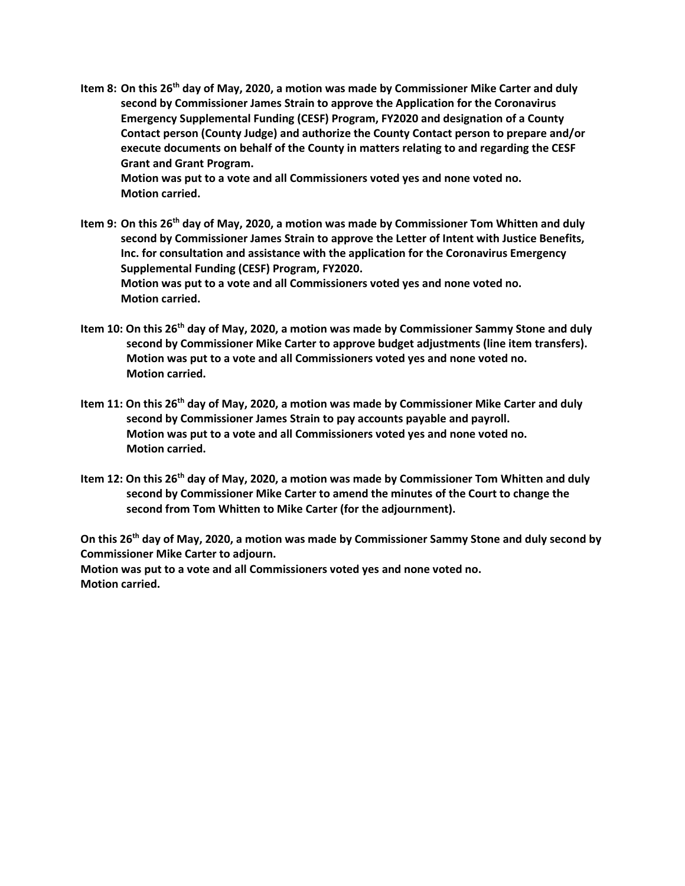**Item 8: On this 26th day of May, 2020, a motion was made by Commissioner Mike Carter and duly second by Commissioner James Strain to approve the Application for the Coronavirus Emergency Supplemental Funding (CESF) Program, FY2020 and designation of a County Contact person (County Judge) and authorize the County Contact person to prepare and/or execute documents on behalf of the County in matters relating to and regarding the CESF Grant and Grant Program.**
**Motion was put to a vote and all Commissioners voted yes and none voted no.**
**Motion carried.**

**Item 9: On this 26th day of May, 2020, a motion was made by Commissioner Tom Whitten and duly second by Commissioner James Strain to approve the Letter of Intent with Justice Benefits, Inc. for consultation and assistance with the application for the Coronavirus Emergency Supplemental Funding (CESF) Program, FY2020.**
**Motion was put to a vote and all Commissioners voted yes and none voted no.**
**Motion carried.**

**Item 10: On this 26th day of May, 2020, a motion was made by Commissioner Sammy Stone and duly second by Commissioner Mike Carter to approve budget adjustments (line item transfers).**
**Motion was put to a vote and all Commissioners voted yes and none voted no.**
**Motion carried.**

**Item 11: On this 26th day of May, 2020, a motion was made by Commissioner Mike Carter and duly second by Commissioner James Strain to pay accounts payable and payroll.**
**Motion was put to a vote and all Commissioners voted yes and none voted no.**
**Motion carried.**

**Item 12: On this 26th day of May, 2020, a motion was made by Commissioner Tom Whitten and duly second by Commissioner Mike Carter to amend the minutes of the Court to change the second from Tom Whitten to Mike Carter (for the adjournment).**

**On this 26th day of May, 2020, a motion was made by Commissioner Sammy Stone and duly second by Commissioner Mike Carter to adjourn.**
**Motion was put to a vote and all Commissioners voted yes and none voted no.**
**Motion carried.**